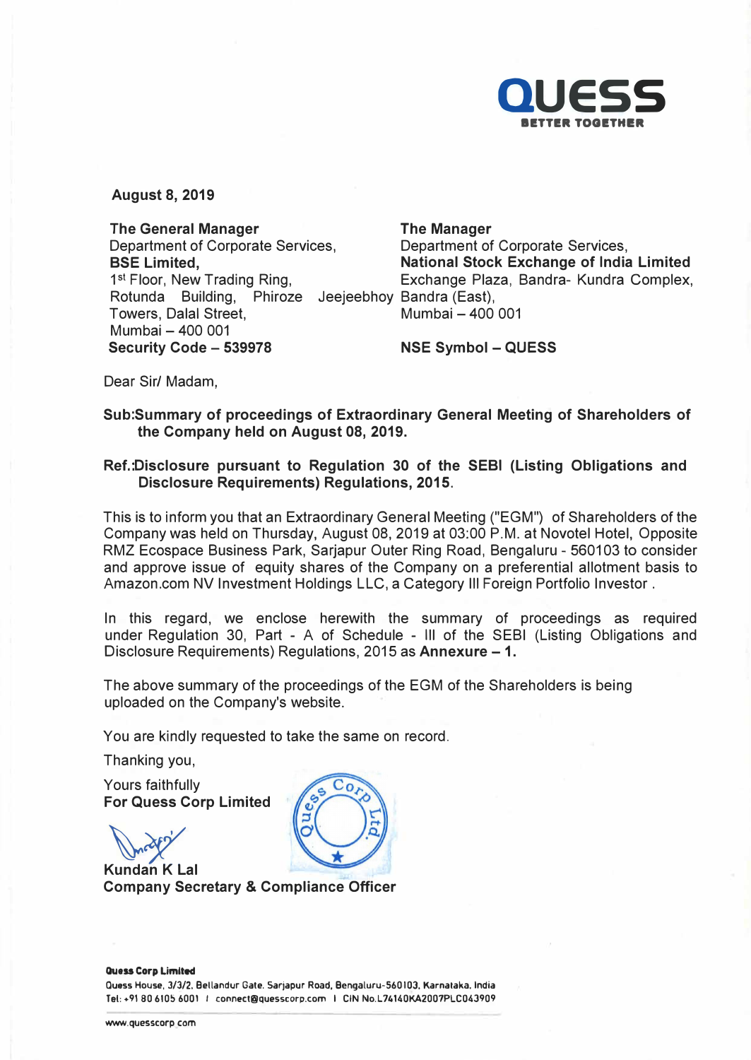**August 8, 2019**

**The General Manager**
Department of Corporate Services,
**BSE Limited,**
1st Floor, New Trading Ring,
Rotunda Building, Phiroze Jeejeebhoy Towers, Dalal Street,
Mumbai – 400 001
**Security Code – 539978**

**The Manager**
Department of Corporate Services,
**National Stock Exchange of India Limited**
Exchange Plaza, Bandra- Kundra Complex,
Bandra (East),
Mumbai – 400 001
**NSE Symbol – QUESS**

Dear Sir/ Madam,

**Sub:Summary of proceedings of Extraordinary General Meeting of Shareholders of the Company held on August 08, 2019.**

**Ref.:Disclosure pursuant to Regulation 30 of the SEBI (Listing Obligations and Disclosure Requirements) Regulations, 2015.**

This is to inform you that an Extraordinary General Meeting ("EGM") of Shareholders of the Company was held on Thursday, August 08, 2019 at 03:00 P.M. at Novotel Hotel, Opposite RMZ Ecospace Business Park, Sarjapur Outer Ring Road, Bengaluru - 560103 to consider and approve issue of equity shares of the Company on a preferential allotment basis to Amazon.com NV Investment Holdings LLC, a Category III Foreign Portfolio Investor .

In this regard, we enclose herewith the summary of proceedings as required under Regulation 30, Part - A of Schedule - III of the SEBI (Listing Obligations and Disclosure Requirements) Regulations, 2015 as **Annexure – 1.**

The above summary of the proceedings of the EGM of the Shareholders is being uploaded on the Company's website.

You are kindly requested to take the same on record.

Thanking you,

Yours faithfully
**For Quess Corp Limited**

**Kundan K Lal**
**Company Secretary & Compliance Officer**

**Quess Corp Limited**
Quess House, 3/3/2, Bellandur Gate, Sarjapur Road, Bengaluru-560103, Karnataka, India
Tel: +91 80 6105 6001 / connect@quesscorp.com I CIN No.L74140KA2007PLC043909

www.quesscorp.com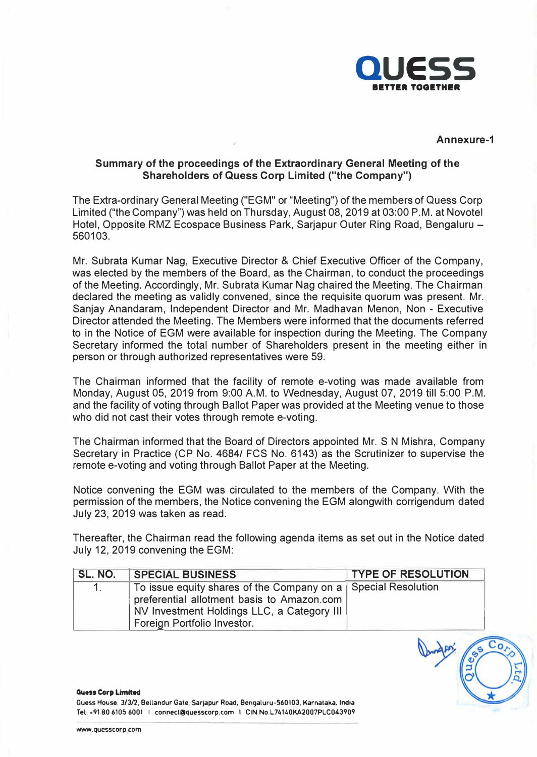Annexure-1

## Summary of the proceedings of the Extraordinary General Meeting of the Shareholders of Quess Corp Limited ("the Company")

The Extra-ordinary General Meeting ("EGM" or "Meeting") of the members of Quess Corp Limited ("the Company") was held on Thursday, August 08, 2019 at 03:00 P.M. at Novotel Hotel, Opposite RMZ Ecospace Business Park, Sarjapur Outer Ring Road, Bengaluru – 560103.

Mr. Subrata Kumar Nag, Executive Director & Chief Executive Officer of the Company, was elected by the members of the Board, as the Chairman, to conduct the proceedings of the Meeting. Accordingly, Mr. Subrata Kumar Nag chaired the Meeting. The Chairman declared the meeting as validly convened, since the requisite quorum was present. Mr. Sanjay Anandaram, Independent Director and Mr. Madhavan Menon, Non - Executive Director attended the Meeting. The Members were informed that the documents referred to in the Notice of EGM were available for inspection during the Meeting. The Company Secretary informed the total number of Shareholders present in the meeting either in person or through authorized representatives were 59.

The Chairman informed that the facility of remote e-voting was made available from Monday, August 05, 2019 from 9:00 A.M. to Wednesday, August 07, 2019 till 5:00 P.M. and the facility of voting through Ballot Paper was provided at the Meeting venue to those who did not cast their votes through remote e-voting.

The Chairman informed that the Board of Directors appointed Mr. S N Mishra, Company Secretary in Practice (CP No. 4684/ FCS No. 6143) as the Scrutinizer to supervise the remote e-voting and voting through Ballot Paper at the Meeting.

Notice convening the EGM was circulated to the members of the Company. With the permission of the members, the Notice convening the EGM alongwith corrigendum dated July 23, 2019 was taken as read.

Thereafter, the Chairman read the following agenda items as set out in the Notice dated July 12, 2019 convening the EGM:

| SL. NO. | SPECIAL BUSINESS | TYPE OF RESOLUTION |
|---|---|---|
| 1. | To issue equity shares of the Company on a preferential allotment basis to Amazon.com NV Investment Holdings LLC, a Category III Foreign Portfolio Investor. | Special Resolution |

**Quess Corp Limited**
Quess House, 3/3/2, Bellandur Gate, Sarjapur Road, Bengaluru-560103, Karnataka, India
Tel: +91 80 6105 6001 | connect@quesscorp.com | CIN No.L74140KA2007PLC043909

www.quesscorp.com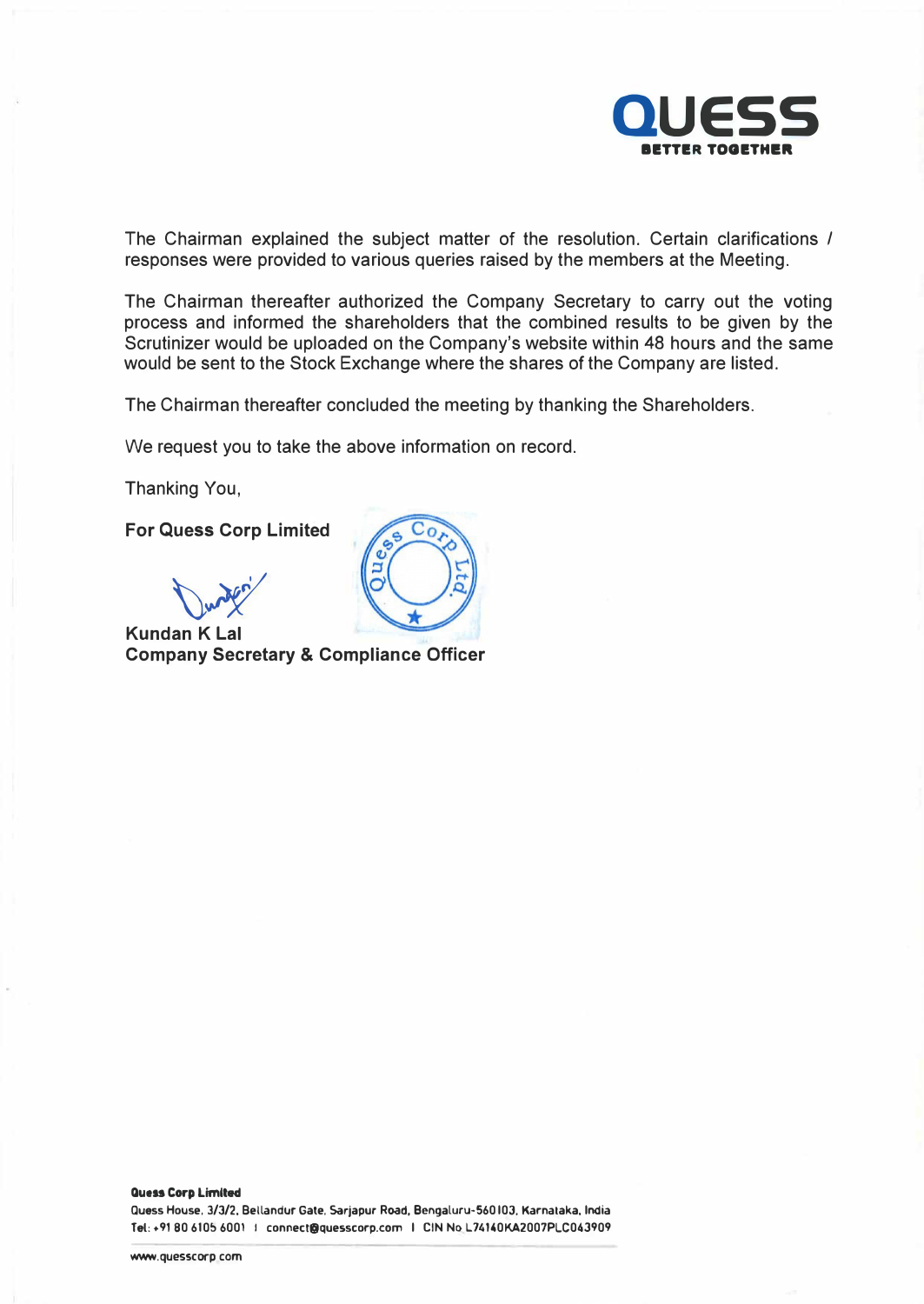The Chairman explained the subject matter of the resolution. Certain clarifications / responses were provided to various queries raised by the members at the Meeting.

The Chairman thereafter authorized the Company Secretary to carry out the voting process and informed the shareholders that the combined results to be given by the Scrutinizer would be uploaded on the Company's website within 48 hours and the same would be sent to the Stock Exchange where the shares of the Company are listed.

The Chairman thereafter concluded the meeting by thanking the Shareholders.

We request you to take the above information on record.

Thanking You,

**For Quess Corp Limited**

**Kundan K Lal**
**Company Secretary & Compliance Officer**